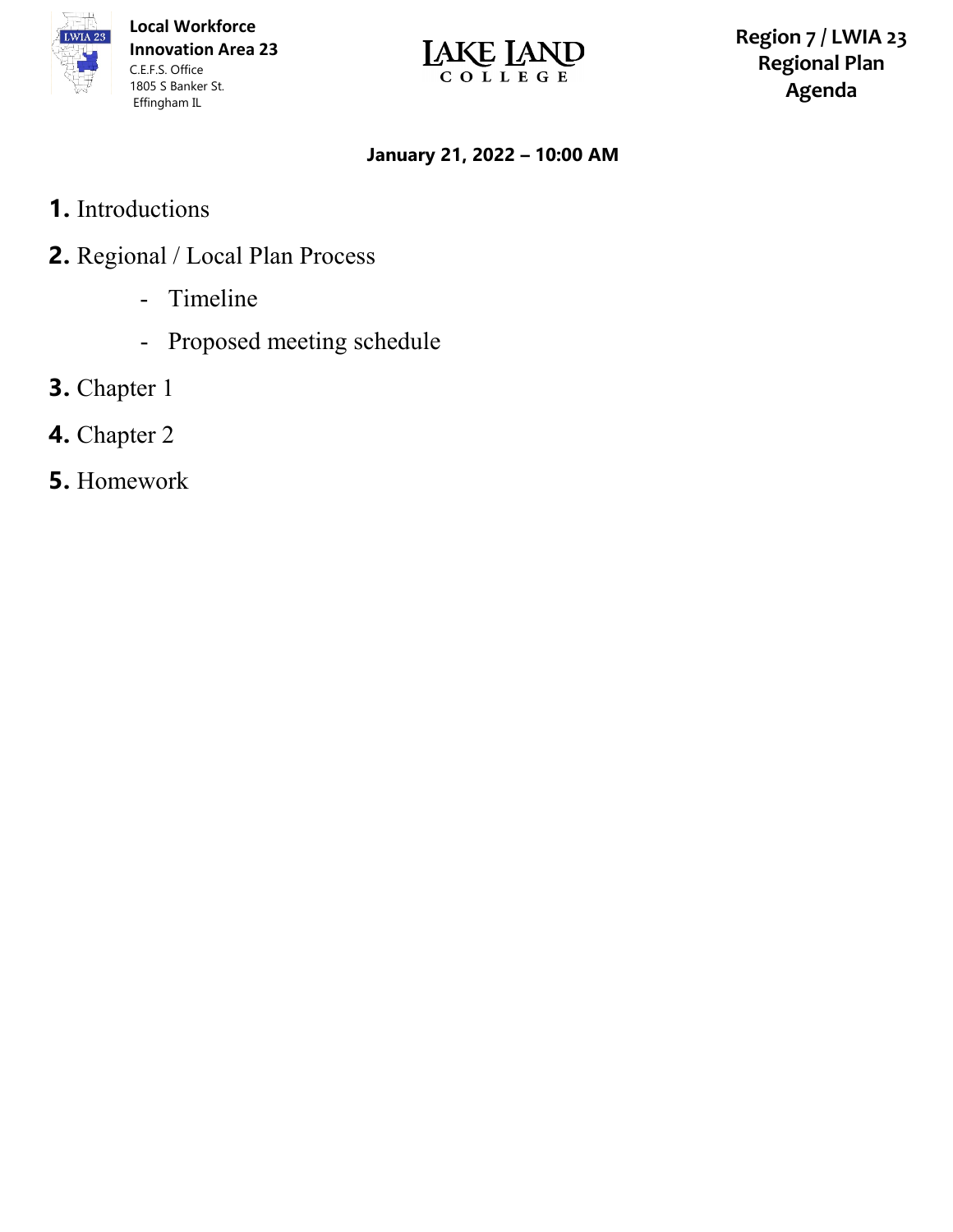**Local Workforce Innovation Area 23**
C.E.F.S. Office
1805 S Banker St.
Effingham IL

LAKE LAND COLLEGE

# Region 7 / LWIA 23 Regional Plan Agenda

**January 21, 2022 – 10:00 AM**

1. Introductions
2. Regional / Local Plan Process
   - Timeline
   - Proposed meeting schedule
3. Chapter 1
4. Chapter 2
5. Homework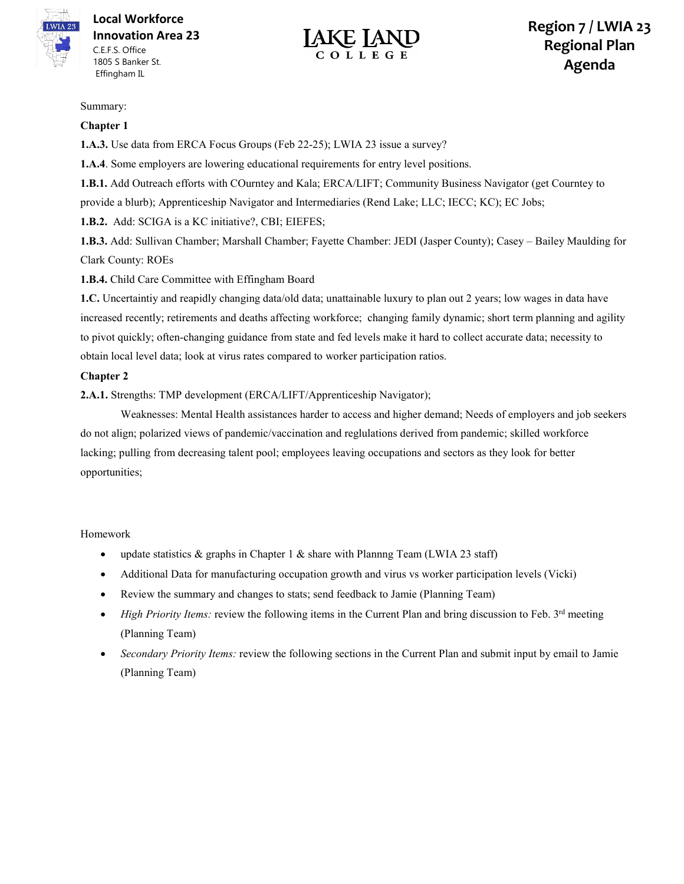Local Workforce Innovation Area 23
C.E.F.S. Office
1805 S Banker St.
Effingham IL

LAKE LAND COLLEGE

**Region 7 / LWIA 23 Regional Plan Agenda**

Summary:

**Chapter 1**

**1.A.3.** Use data from ERCA Focus Groups (Feb 22-25); LWIA 23 issue a survey?

**1.A.4**. Some employers are lowering educational requirements for entry level positions.

**1.B.1.** Add Outreach efforts with COurntey and Kala; ERCA/LIFT; Community Business Navigator (get Courntey to provide a blurb); Apprenticeship Navigator and Intermediaries (Rend Lake; LLC; IECC; KC); EC Jobs;

**1.B.2.** Add: SCIGA is a KC initiative?, CBI; EIEFES;

**1.B.3.** Add: Sullivan Chamber; Marshall Chamber; Fayette Chamber: JEDI (Jasper County); Casey – Bailey Maulding for Clark County: ROEs

**1.B.4.** Child Care Committee with Effingham Board

**1.C.** Uncertaintiy and reapidly changing data/old data; unattainable luxury to plan out 2 years; low wages in data have increased recently; retirements and deaths affecting workforce; changing family dynamic; short term planning and agility to pivot quickly; often-changing guidance from state and fed levels make it hard to collect accurate data; necessity to obtain local level data; look at virus rates compared to worker participation ratios.

**Chapter 2**

**2.A.1.** Strengths: TMP development (ERCA/LIFT/Apprenticeship Navigator);

Weaknesses: Mental Health assistances harder to access and higher demand; Needs of employers and job seekers do not align; polarized views of pandemic/vaccination and reglulations derived from pandemic; skilled workforce lacking; pulling from decreasing talent pool; employees leaving occupations and sectors as they look for better opportunities;

Homework

- update statistics & graphs in Chapter 1 & share with Plannng Team (LWIA 23 staff)
- Additional Data for manufacturing occupation growth and virus vs worker participation levels (Vicki)
- Review the summary and changes to stats; send feedback to Jamie (Planning Team)
- *High Priority Items:* review the following items in the Current Plan and bring discussion to Feb. 3rd meeting (Planning Team)
- *Secondary Priority Items:* review the following sections in the Current Plan and submit input by email to Jamie (Planning Team)